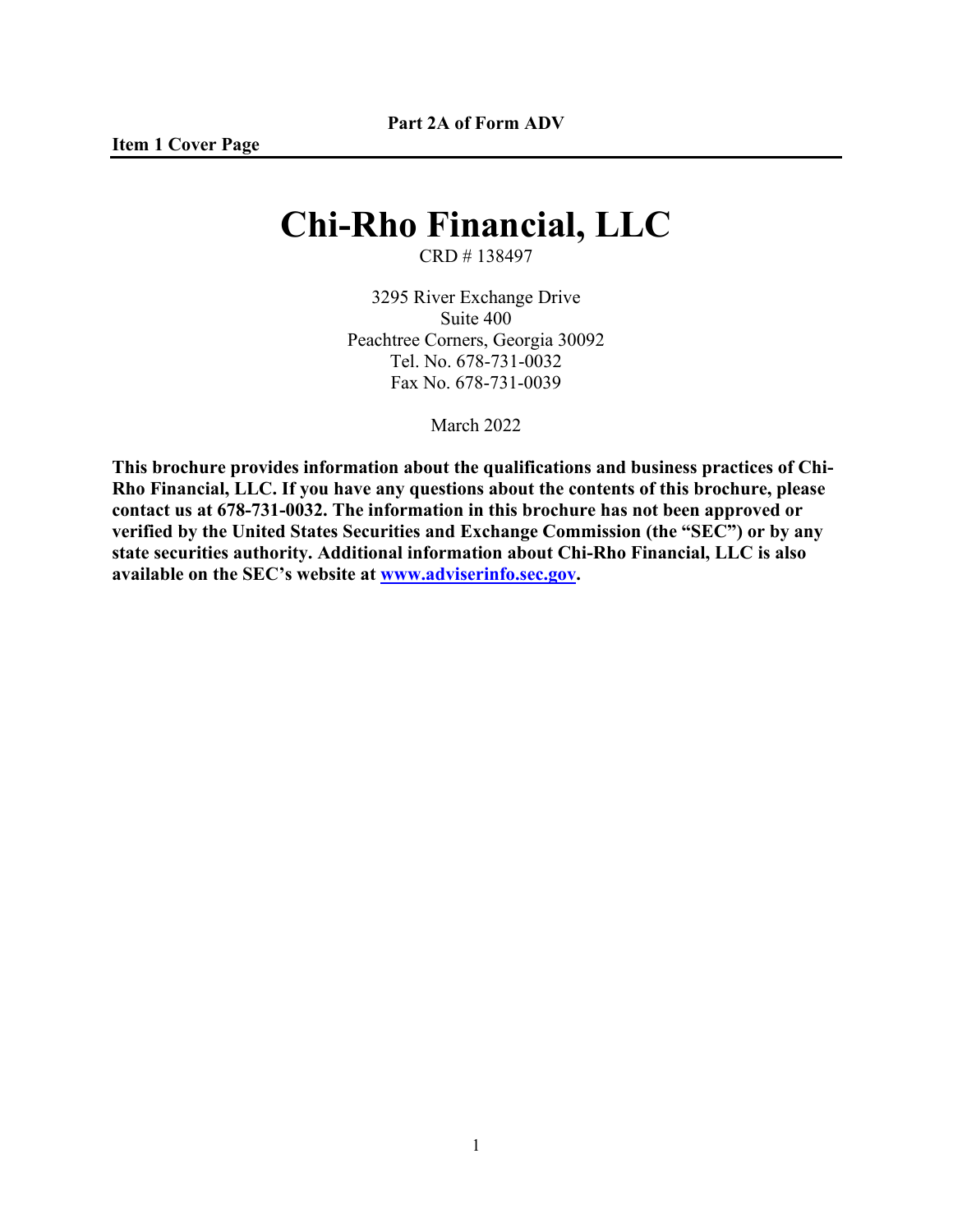**Part 2A of Form ADV**

**Item 1 Cover Page**

# Chi-Rho Financial, LLC

CRD # 138497

3295 River Exchange Drive
Suite 400
Peachtree Corners, Georgia 30092
Tel. No. 678-731-0032
Fax No. 678-731-0039

March 2022

**This brochure provides information about the qualifications and business practices of Chi-Rho Financial, LLC. If you have any questions about the contents of this brochure, please contact us at 678-731-0032. The information in this brochure has not been approved or verified by the United States Securities and Exchange Commission (the "SEC") or by any state securities authority. Additional information about Chi-Rho Financial, LLC is also available on the SEC's website at [www.adviserinfo.sec.gov](http://www.adviserinfo.sec.gov).**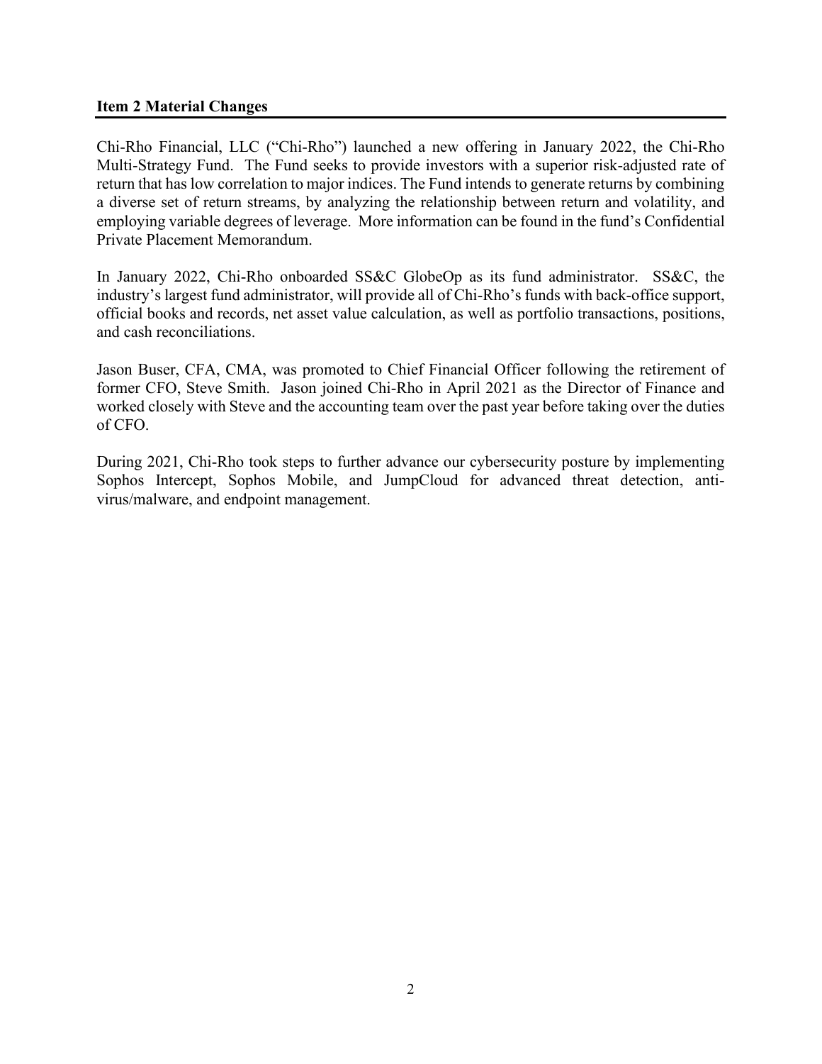## Item 2 Material Changes

Chi-Rho Financial, LLC ("Chi-Rho") launched a new offering in January 2022, the Chi-Rho Multi-Strategy Fund. The Fund seeks to provide investors with a superior risk-adjusted rate of return that has low correlation to major indices. The Fund intends to generate returns by combining a diverse set of return streams, by analyzing the relationship between return and volatility, and employing variable degrees of leverage. More information can be found in the fund's Confidential Private Placement Memorandum.

In January 2022, Chi-Rho onboarded SS&C GlobeOp as its fund administrator. SS&C, the industry's largest fund administrator, will provide all of Chi-Rho's funds with back-office support, official books and records, net asset value calculation, as well as portfolio transactions, positions, and cash reconciliations.

Jason Buser, CFA, CMA, was promoted to Chief Financial Officer following the retirement of former CFO, Steve Smith. Jason joined Chi-Rho in April 2021 as the Director of Finance and worked closely with Steve and the accounting team over the past year before taking over the duties of CFO.

During 2021, Chi-Rho took steps to further advance our cybersecurity posture by implementing Sophos Intercept, Sophos Mobile, and JumpCloud for advanced threat detection, anti-virus/malware, and endpoint management.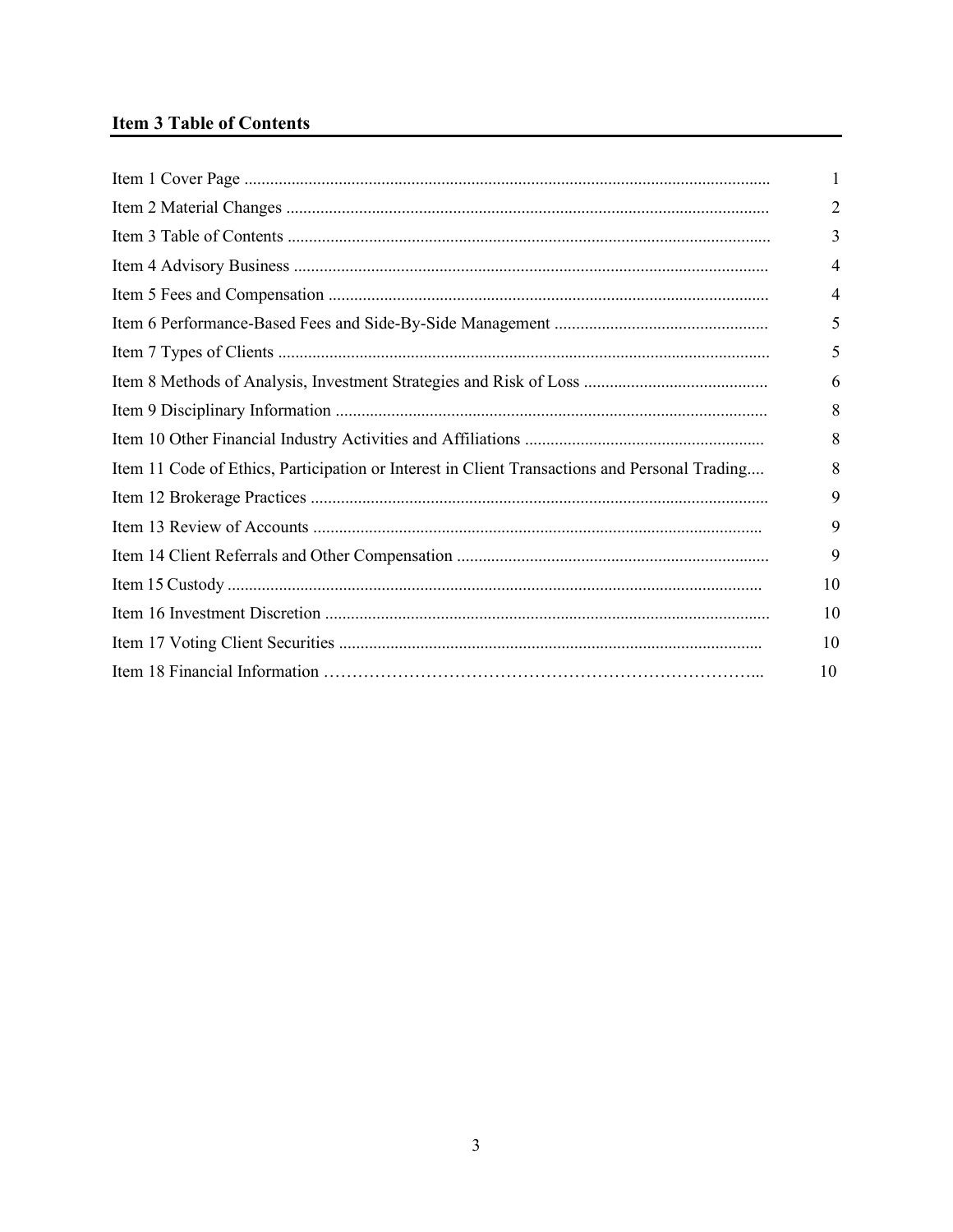## Item 3 Table of Contents

| | |
|---|---|
| Item 1 Cover Page | 1 |
| Item 2 Material Changes | 2 |
| Item 3 Table of Contents | 3 |
| Item 4 Advisory Business | 4 |
| Item 5 Fees and Compensation | 4 |
| Item 6 Performance-Based Fees and Side-By-Side Management | 5 |
| Item 7 Types of Clients | 5 |
| Item 8 Methods of Analysis, Investment Strategies and Risk of Loss | 6 |
| Item 9 Disciplinary Information | 8 |
| Item 10 Other Financial Industry Activities and Affiliations | 8 |
| Item 11 Code of Ethics, Participation or Interest in Client Transactions and Personal Trading | 8 |
| Item 12 Brokerage Practices | 9 |
| Item 13 Review of Accounts | 9 |
| Item 14 Client Referrals and Other Compensation | 9 |
| Item 15 Custody | 10 |
| Item 16 Investment Discretion | 10 |
| Item 17 Voting Client Securities | 10 |
| Item 18 Financial Information | 10 |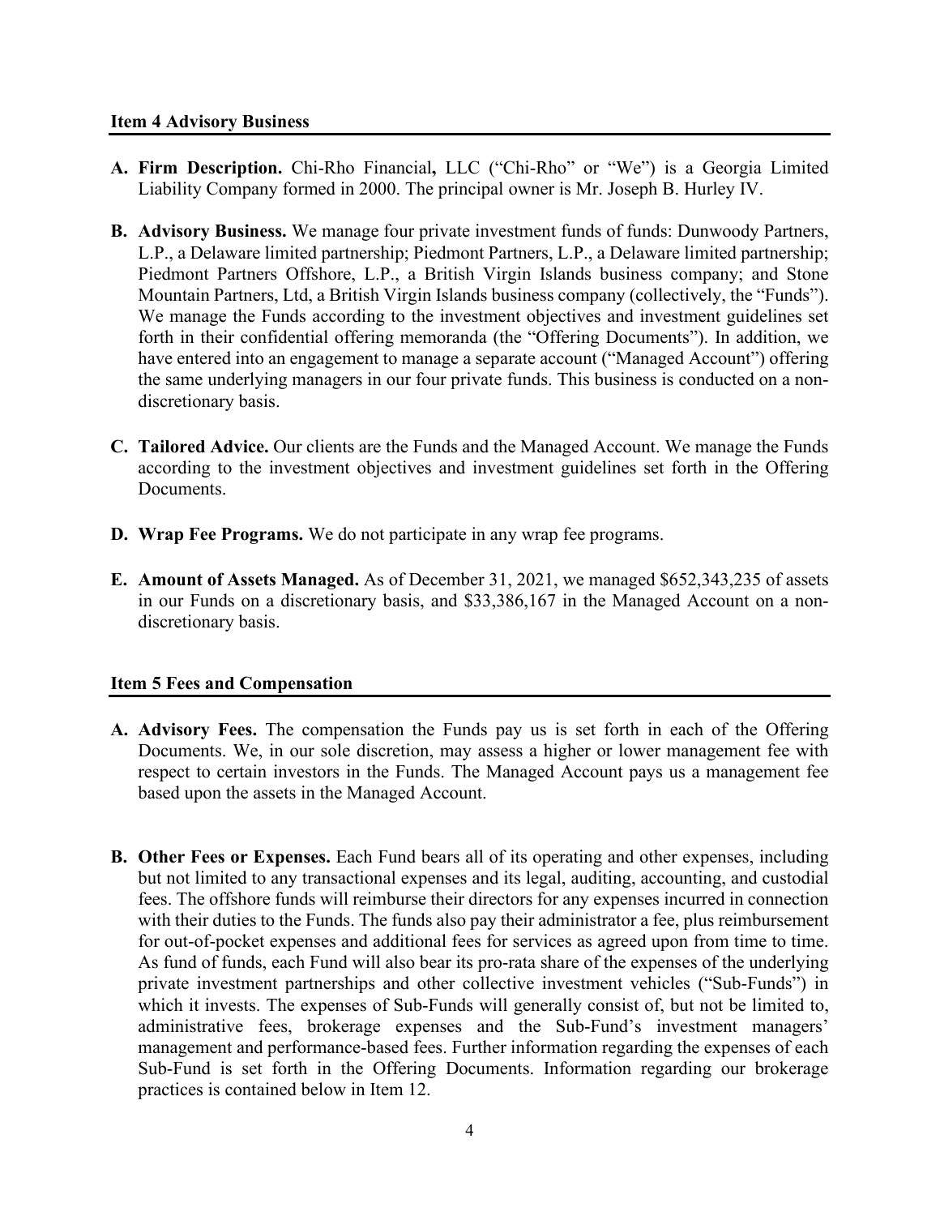## Item 4 Advisory Business

**A. Firm Description.** Chi-Rho Financial**,** LLC ("Chi-Rho" or "We") is a Georgia Limited Liability Company formed in 2000. The principal owner is Mr. Joseph B. Hurley IV.

**B. Advisory Business.** We manage four private investment funds of funds: Dunwoody Partners, L.P., a Delaware limited partnership; Piedmont Partners, L.P., a Delaware limited partnership; Piedmont Partners Offshore, L.P., a British Virgin Islands business company; and Stone Mountain Partners, Ltd, a British Virgin Islands business company (collectively, the "Funds"). We manage the Funds according to the investment objectives and investment guidelines set forth in their confidential offering memoranda (the "Offering Documents"). In addition, we have entered into an engagement to manage a separate account ("Managed Account") offering the same underlying managers in our four private funds. This business is conducted on a non-discretionary basis.

**C. Tailored Advice.** Our clients are the Funds and the Managed Account. We manage the Funds according to the investment objectives and investment guidelines set forth in the Offering Documents.

**D. Wrap Fee Programs.** We do not participate in any wrap fee programs.

**E. Amount of Assets Managed.** As of December 31, 2021, we managed $652,343,235 of assets in our Funds on a discretionary basis, and $33,386,167 in the Managed Account on a non-discretionary basis.

## Item 5 Fees and Compensation

**A. Advisory Fees.** The compensation the Funds pay us is set forth in each of the Offering Documents. We, in our sole discretion, may assess a higher or lower management fee with respect to certain investors in the Funds. The Managed Account pays us a management fee based upon the assets in the Managed Account.

**B. Other Fees or Expenses.** Each Fund bears all of its operating and other expenses, including but not limited to any transactional expenses and its legal, auditing, accounting, and custodial fees. The offshore funds will reimburse their directors for any expenses incurred in connection with their duties to the Funds. The funds also pay their administrator a fee, plus reimbursement for out-of-pocket expenses and additional fees for services as agreed upon from time to time. As fund of funds, each Fund will also bear its pro-rata share of the expenses of the underlying private investment partnerships and other collective investment vehicles ("Sub-Funds") in which it invests. The expenses of Sub-Funds will generally consist of, but not be limited to, administrative fees, brokerage expenses and the Sub-Fund's investment managers' management and performance-based fees. Further information regarding the expenses of each Sub-Fund is set forth in the Offering Documents. Information regarding our brokerage practices is contained below in Item 12.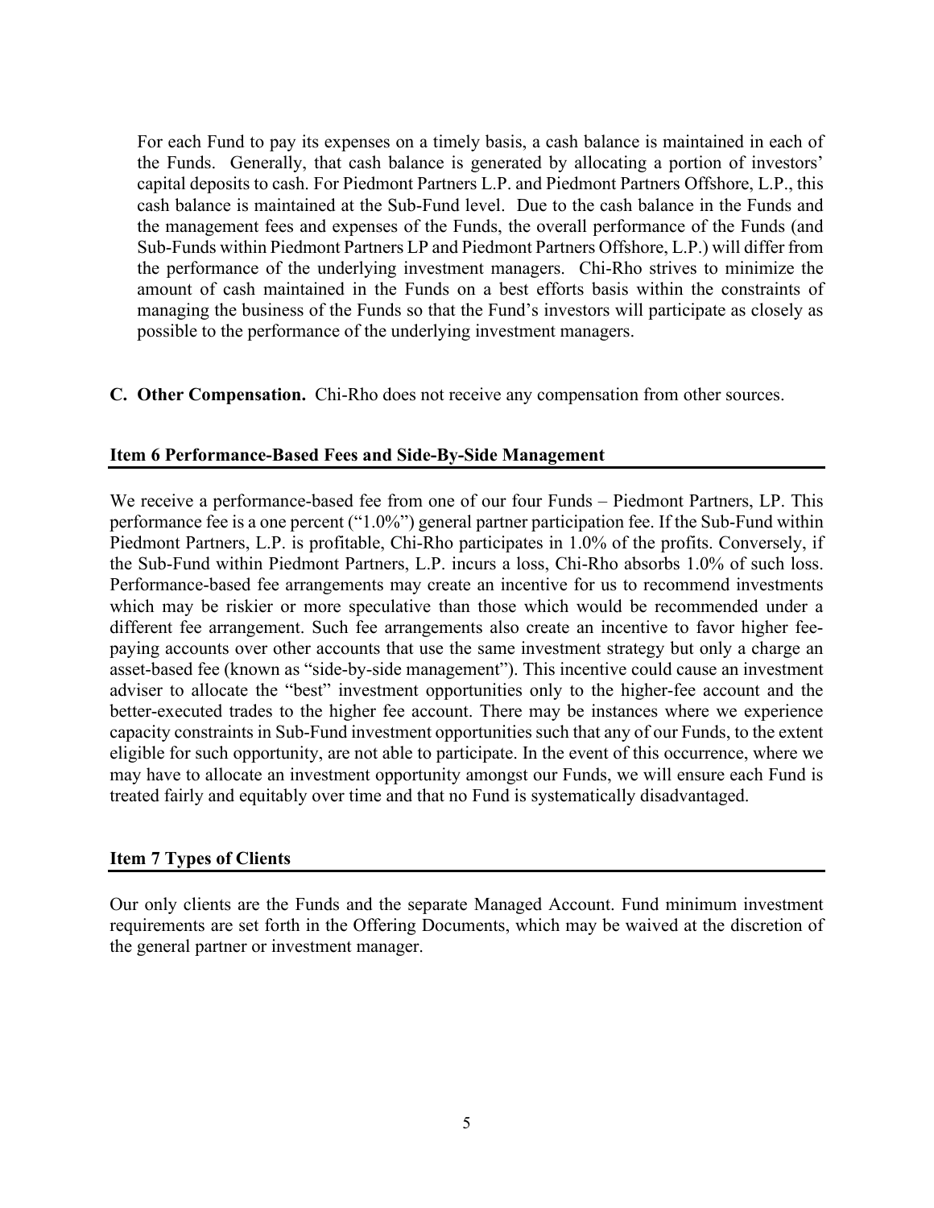For each Fund to pay its expenses on a timely basis, a cash balance is maintained in each of the Funds. Generally, that cash balance is generated by allocating a portion of investors' capital deposits to cash. For Piedmont Partners L.P. and Piedmont Partners Offshore, L.P., this cash balance is maintained at the Sub-Fund level. Due to the cash balance in the Funds and the management fees and expenses of the Funds, the overall performance of the Funds (and Sub-Funds within Piedmont Partners LP and Piedmont Partners Offshore, L.P.) will differ from the performance of the underlying investment managers. Chi-Rho strives to minimize the amount of cash maintained in the Funds on a best efforts basis within the constraints of managing the business of the Funds so that the Fund's investors will participate as closely as possible to the performance of the underlying investment managers.

**C. Other Compensation.** Chi-Rho does not receive any compensation from other sources.

## Item 6 Performance-Based Fees and Side-By-Side Management

We receive a performance-based fee from one of our four Funds – Piedmont Partners, LP. This performance fee is a one percent ("1.0%") general partner participation fee. If the Sub-Fund within Piedmont Partners, L.P. is profitable, Chi-Rho participates in 1.0% of the profits. Conversely, if the Sub-Fund within Piedmont Partners, L.P. incurs a loss, Chi-Rho absorbs 1.0% of such loss. Performance-based fee arrangements may create an incentive for us to recommend investments which may be riskier or more speculative than those which would be recommended under a different fee arrangement. Such fee arrangements also create an incentive to favor higher fee-paying accounts over other accounts that use the same investment strategy but only a charge an asset-based fee (known as "side-by-side management"). This incentive could cause an investment adviser to allocate the "best" investment opportunities only to the higher-fee account and the better-executed trades to the higher fee account. There may be instances where we experience capacity constraints in Sub-Fund investment opportunities such that any of our Funds, to the extent eligible for such opportunity, are not able to participate. In the event of this occurrence, where we may have to allocate an investment opportunity amongst our Funds, we will ensure each Fund is treated fairly and equitably over time and that no Fund is systematically disadvantaged.

## Item 7 Types of Clients

Our only clients are the Funds and the separate Managed Account. Fund minimum investment requirements are set forth in the Offering Documents, which may be waived at the discretion of the general partner or investment manager.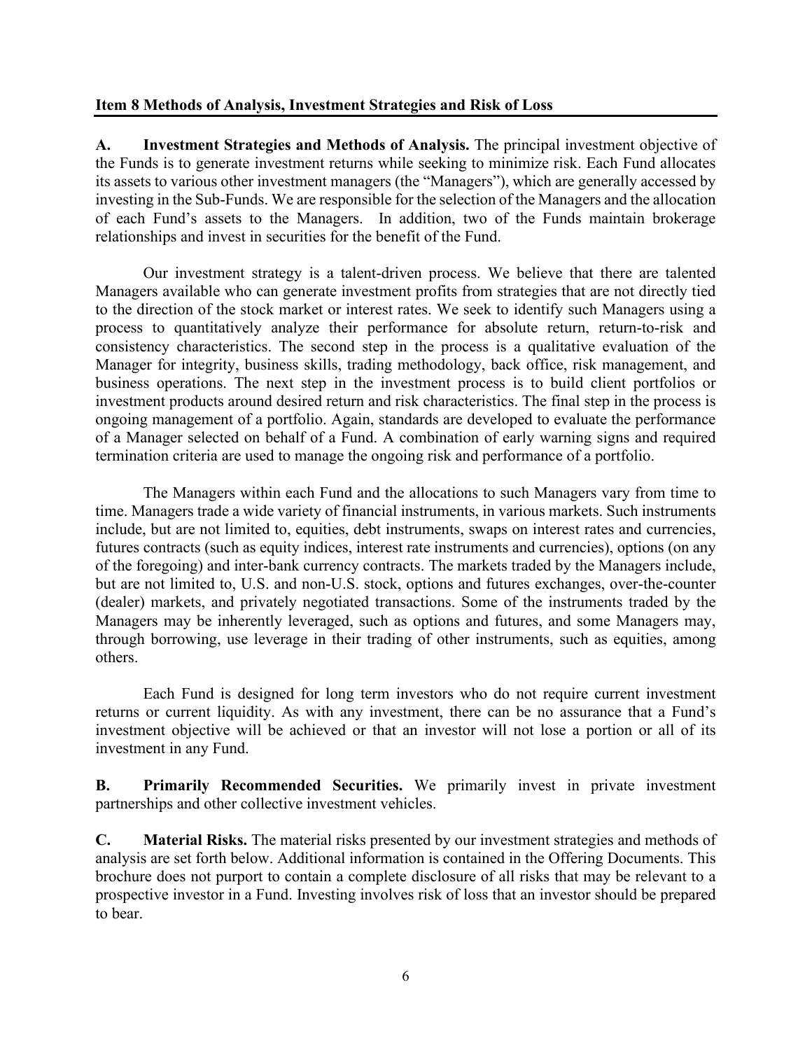## Item 8 Methods of Analysis, Investment Strategies and Risk of Loss

**A. Investment Strategies and Methods of Analysis.** The principal investment objective of the Funds is to generate investment returns while seeking to minimize risk. Each Fund allocates its assets to various other investment managers (the "Managers"), which are generally accessed by investing in the Sub-Funds. We are responsible for the selection of the Managers and the allocation of each Fund's assets to the Managers. In addition, two of the Funds maintain brokerage relationships and invest in securities for the benefit of the Fund.

Our investment strategy is a talent-driven process. We believe that there are talented Managers available who can generate investment profits from strategies that are not directly tied to the direction of the stock market or interest rates. We seek to identify such Managers using a process to quantitatively analyze their performance for absolute return, return-to-risk and consistency characteristics. The second step in the process is a qualitative evaluation of the Manager for integrity, business skills, trading methodology, back office, risk management, and business operations. The next step in the investment process is to build client portfolios or investment products around desired return and risk characteristics. The final step in the process is ongoing management of a portfolio. Again, standards are developed to evaluate the performance of a Manager selected on behalf of a Fund. A combination of early warning signs and required termination criteria are used to manage the ongoing risk and performance of a portfolio.

The Managers within each Fund and the allocations to such Managers vary from time to time. Managers trade a wide variety of financial instruments, in various markets. Such instruments include, but are not limited to, equities, debt instruments, swaps on interest rates and currencies, futures contracts (such as equity indices, interest rate instruments and currencies), options (on any of the foregoing) and inter-bank currency contracts. The markets traded by the Managers include, but are not limited to, U.S. and non-U.S. stock, options and futures exchanges, over-the-counter (dealer) markets, and privately negotiated transactions. Some of the instruments traded by the Managers may be inherently leveraged, such as options and futures, and some Managers may, through borrowing, use leverage in their trading of other instruments, such as equities, among others.

Each Fund is designed for long term investors who do not require current investment returns or current liquidity. As with any investment, there can be no assurance that a Fund's investment objective will be achieved or that an investor will not lose a portion or all of its investment in any Fund.

**B. Primarily Recommended Securities.** We primarily invest in private investment partnerships and other collective investment vehicles.

**C. Material Risks.** The material risks presented by our investment strategies and methods of analysis are set forth below. Additional information is contained in the Offering Documents. This brochure does not purport to contain a complete disclosure of all risks that may be relevant to a prospective investor in a Fund. Investing involves risk of loss that an investor should be prepared to bear.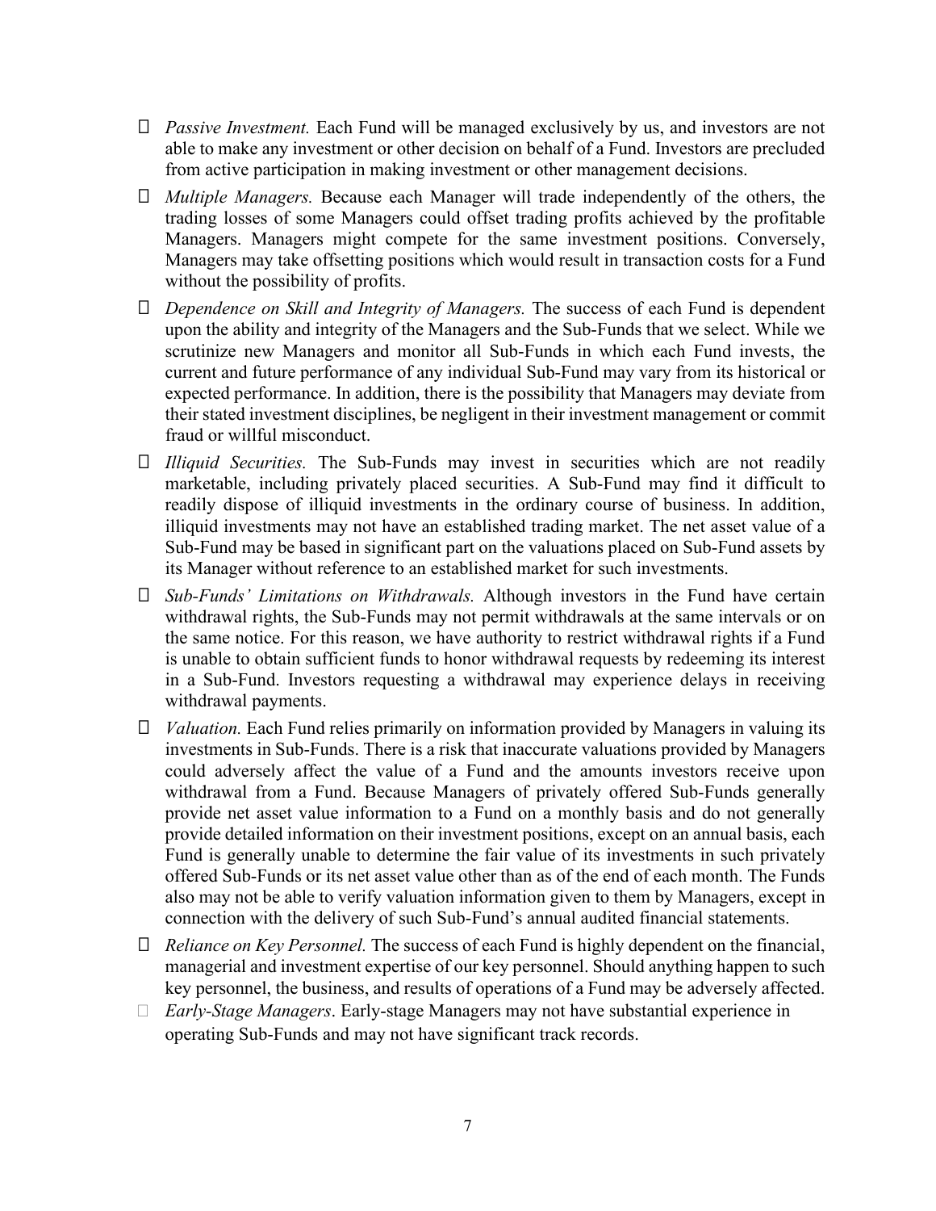- *Passive Investment.* Each Fund will be managed exclusively by us, and investors are not able to make any investment or other decision on behalf of a Fund. Investors are precluded from active participation in making investment or other management decisions.
- *Multiple Managers.* Because each Manager will trade independently of the others, the trading losses of some Managers could offset trading profits achieved by the profitable Managers. Managers might compete for the same investment positions. Conversely, Managers may take offsetting positions which would result in transaction costs for a Fund without the possibility of profits.
- *Dependence on Skill and Integrity of Managers.* The success of each Fund is dependent upon the ability and integrity of the Managers and the Sub-Funds that we select. While we scrutinize new Managers and monitor all Sub-Funds in which each Fund invests, the current and future performance of any individual Sub-Fund may vary from its historical or expected performance. In addition, there is the possibility that Managers may deviate from their stated investment disciplines, be negligent in their investment management or commit fraud or willful misconduct.
- *Illiquid Securities.* The Sub-Funds may invest in securities which are not readily marketable, including privately placed securities. A Sub-Fund may find it difficult to readily dispose of illiquid investments in the ordinary course of business. In addition, illiquid investments may not have an established trading market. The net asset value of a Sub-Fund may be based in significant part on the valuations placed on Sub-Fund assets by its Manager without reference to an established market for such investments.
- *Sub-Funds' Limitations on Withdrawals.* Although investors in the Fund have certain withdrawal rights, the Sub-Funds may not permit withdrawals at the same intervals or on the same notice. For this reason, we have authority to restrict withdrawal rights if a Fund is unable to obtain sufficient funds to honor withdrawal requests by redeeming its interest in a Sub-Fund. Investors requesting a withdrawal may experience delays in receiving withdrawal payments.
- *Valuation.* Each Fund relies primarily on information provided by Managers in valuing its investments in Sub-Funds. There is a risk that inaccurate valuations provided by Managers could adversely affect the value of a Fund and the amounts investors receive upon withdrawal from a Fund. Because Managers of privately offered Sub-Funds generally provide net asset value information to a Fund on a monthly basis and do not generally provide detailed information on their investment positions, except on an annual basis, each Fund is generally unable to determine the fair value of its investments in such privately offered Sub-Funds or its net asset value other than as of the end of each month. The Funds also may not be able to verify valuation information given to them by Managers, except in connection with the delivery of such Sub-Fund's annual audited financial statements.
- *Reliance on Key Personnel.* The success of each Fund is highly dependent on the financial, managerial and investment expertise of our key personnel. Should anything happen to such key personnel, the business, and results of operations of a Fund may be adversely affected.
- *Early-Stage Managers*. Early-stage Managers may not have substantial experience in operating Sub-Funds and may not have significant track records.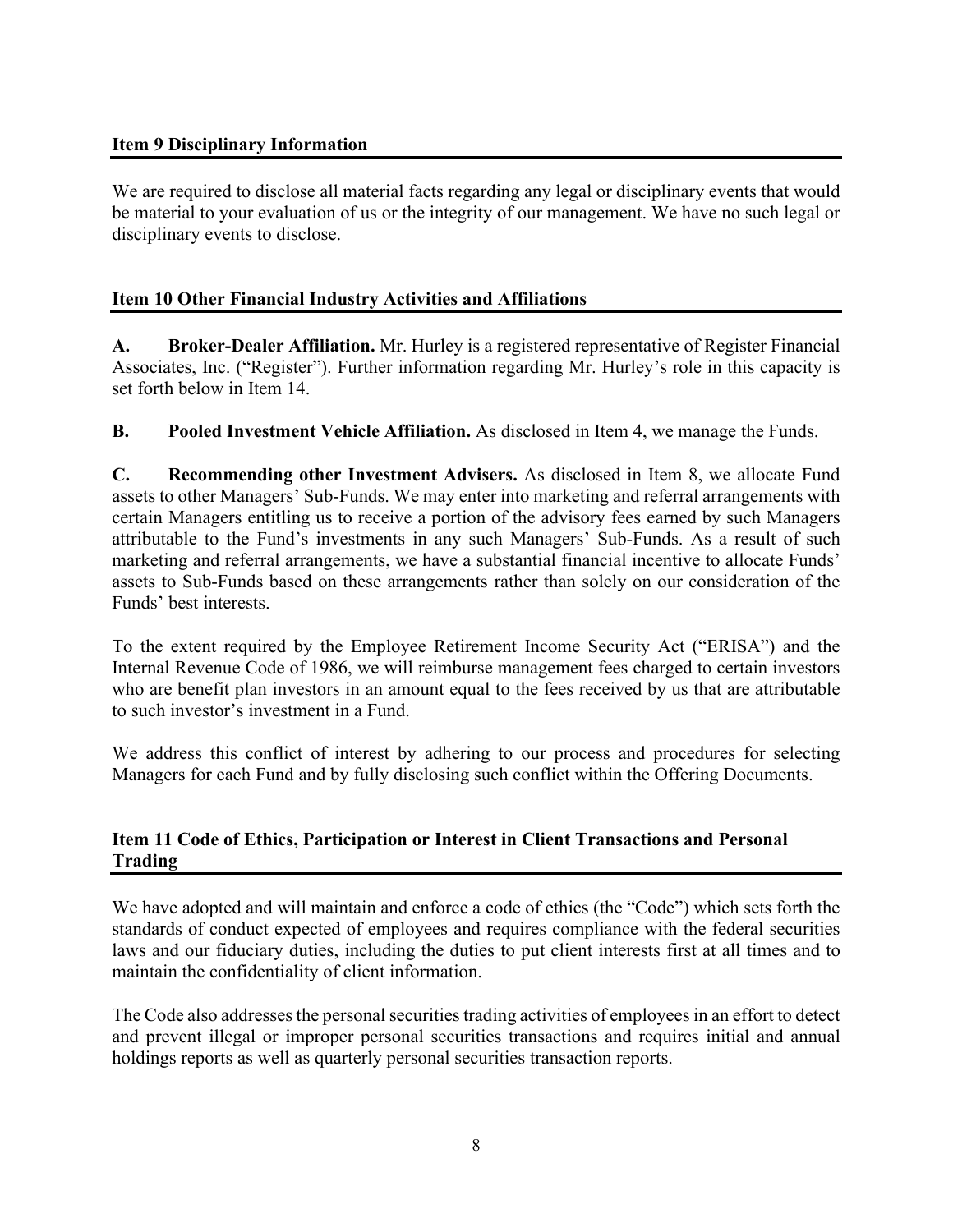## Item 9 Disciplinary Information

We are required to disclose all material facts regarding any legal or disciplinary events that would be material to your evaluation of us or the integrity of our management. We have no such legal or disciplinary events to disclose.

## Item 10 Other Financial Industry Activities and Affiliations

**A. Broker-Dealer Affiliation.** Mr. Hurley is a registered representative of Register Financial Associates, Inc. ("Register"). Further information regarding Mr. Hurley's role in this capacity is set forth below in Item 14.

**B. Pooled Investment Vehicle Affiliation.** As disclosed in Item 4, we manage the Funds.

**C. Recommending other Investment Advisers.** As disclosed in Item 8, we allocate Fund assets to other Managers' Sub-Funds. We may enter into marketing and referral arrangements with certain Managers entitling us to receive a portion of the advisory fees earned by such Managers attributable to the Fund's investments in any such Managers' Sub-Funds. As a result of such marketing and referral arrangements, we have a substantial financial incentive to allocate Funds' assets to Sub-Funds based on these arrangements rather than solely on our consideration of the Funds' best interests.

To the extent required by the Employee Retirement Income Security Act ("ERISA") and the Internal Revenue Code of 1986, we will reimburse management fees charged to certain investors who are benefit plan investors in an amount equal to the fees received by us that are attributable to such investor's investment in a Fund.

We address this conflict of interest by adhering to our process and procedures for selecting Managers for each Fund and by fully disclosing such conflict within the Offering Documents.

## Item 11 Code of Ethics, Participation or Interest in Client Transactions and Personal Trading

We have adopted and will maintain and enforce a code of ethics (the "Code") which sets forth the standards of conduct expected of employees and requires compliance with the federal securities laws and our fiduciary duties, including the duties to put client interests first at all times and to maintain the confidentiality of client information.

The Code also addresses the personal securities trading activities of employees in an effort to detect and prevent illegal or improper personal securities transactions and requires initial and annual holdings reports as well as quarterly personal securities transaction reports.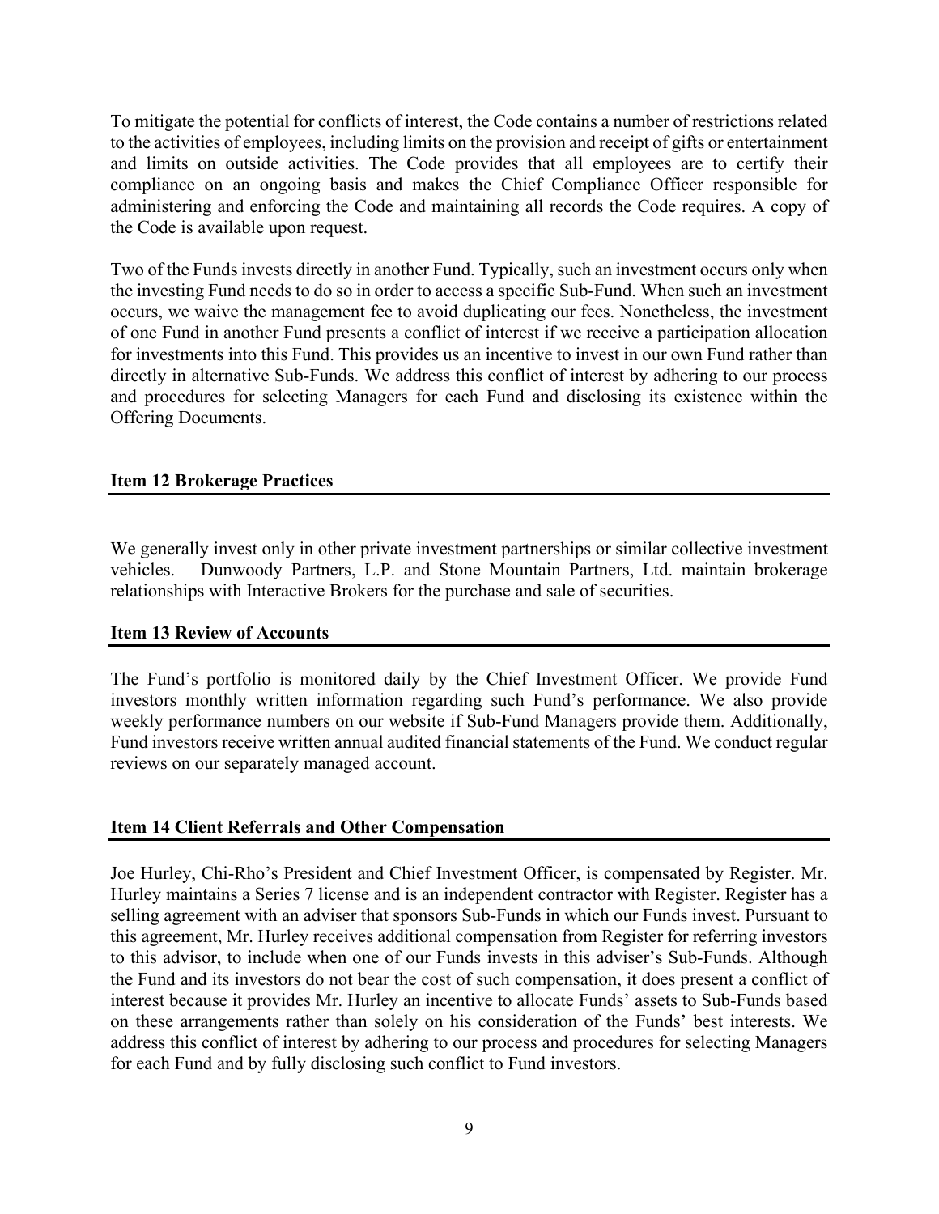To mitigate the potential for conflicts of interest, the Code contains a number of restrictions related to the activities of employees, including limits on the provision and receipt of gifts or entertainment and limits on outside activities. The Code provides that all employees are to certify their compliance on an ongoing basis and makes the Chief Compliance Officer responsible for administering and enforcing the Code and maintaining all records the Code requires. A copy of the Code is available upon request.

Two of the Funds invests directly in another Fund. Typically, such an investment occurs only when the investing Fund needs to do so in order to access a specific Sub-Fund. When such an investment occurs, we waive the management fee to avoid duplicating our fees. Nonetheless, the investment of one Fund in another Fund presents a conflict of interest if we receive a participation allocation for investments into this Fund. This provides us an incentive to invest in our own Fund rather than directly in alternative Sub-Funds. We address this conflict of interest by adhering to our process and procedures for selecting Managers for each Fund and disclosing its existence within the Offering Documents.

## Item 12 Brokerage Practices

We generally invest only in other private investment partnerships or similar collective investment vehicles. Dunwoody Partners, L.P. and Stone Mountain Partners, Ltd. maintain brokerage relationships with Interactive Brokers for the purchase and sale of securities.

## Item 13 Review of Accounts

The Fund's portfolio is monitored daily by the Chief Investment Officer. We provide Fund investors monthly written information regarding such Fund's performance. We also provide weekly performance numbers on our website if Sub-Fund Managers provide them. Additionally, Fund investors receive written annual audited financial statements of the Fund. We conduct regular reviews on our separately managed account.

## Item 14 Client Referrals and Other Compensation

Joe Hurley, Chi-Rho's President and Chief Investment Officer, is compensated by Register. Mr. Hurley maintains a Series 7 license and is an independent contractor with Register. Register has a selling agreement with an adviser that sponsors Sub-Funds in which our Funds invest. Pursuant to this agreement, Mr. Hurley receives additional compensation from Register for referring investors to this advisor, to include when one of our Funds invests in this adviser's Sub-Funds. Although the Fund and its investors do not bear the cost of such compensation, it does present a conflict of interest because it provides Mr. Hurley an incentive to allocate Funds' assets to Sub-Funds based on these arrangements rather than solely on his consideration of the Funds' best interests. We address this conflict of interest by adhering to our process and procedures for selecting Managers for each Fund and by fully disclosing such conflict to Fund investors.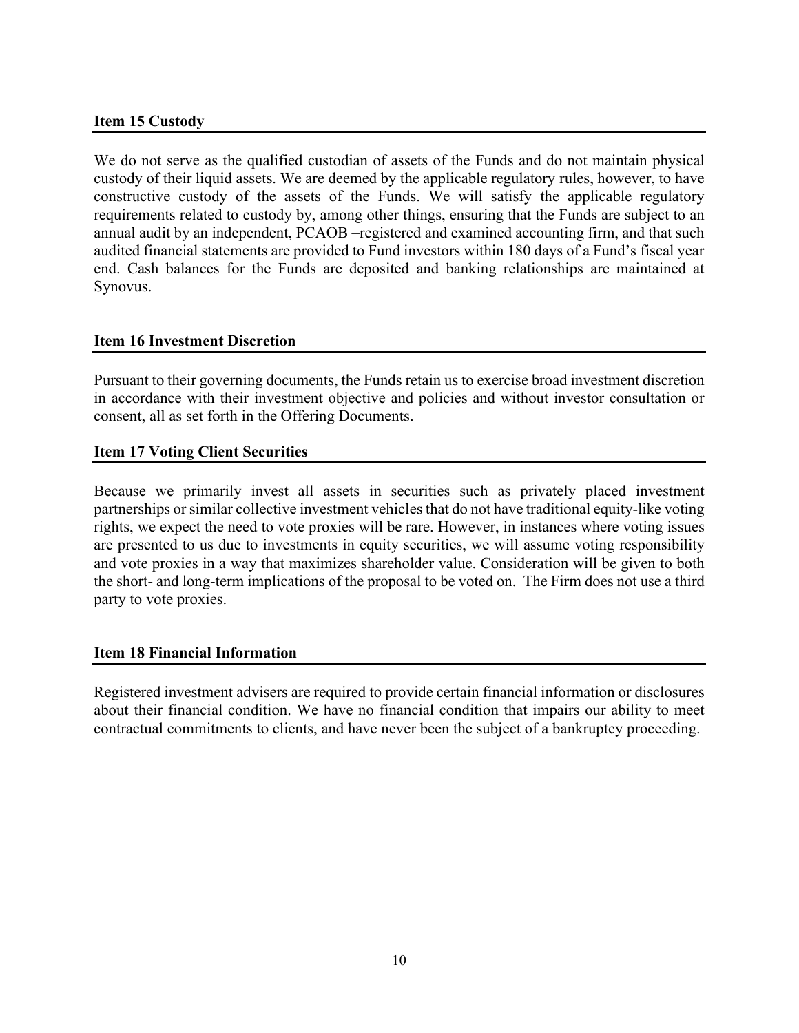## Item 15 Custody

We do not serve as the qualified custodian of assets of the Funds and do not maintain physical custody of their liquid assets. We are deemed by the applicable regulatory rules, however, to have constructive custody of the assets of the Funds. We will satisfy the applicable regulatory requirements related to custody by, among other things, ensuring that the Funds are subject to an annual audit by an independent, PCAOB –registered and examined accounting firm, and that such audited financial statements are provided to Fund investors within 180 days of a Fund's fiscal year end. Cash balances for the Funds are deposited and banking relationships are maintained at Synovus.

## Item 16 Investment Discretion

Pursuant to their governing documents, the Funds retain us to exercise broad investment discretion in accordance with their investment objective and policies and without investor consultation or consent, all as set forth in the Offering Documents.

## Item 17 Voting Client Securities

Because we primarily invest all assets in securities such as privately placed investment partnerships or similar collective investment vehicles that do not have traditional equity-like voting rights, we expect the need to vote proxies will be rare. However, in instances where voting issues are presented to us due to investments in equity securities, we will assume voting responsibility and vote proxies in a way that maximizes shareholder value. Consideration will be given to both the short- and long-term implications of the proposal to be voted on. The Firm does not use a third party to vote proxies.

## Item 18 Financial Information

Registered investment advisers are required to provide certain financial information or disclosures about their financial condition. We have no financial condition that impairs our ability to meet contractual commitments to clients, and have never been the subject of a bankruptcy proceeding.